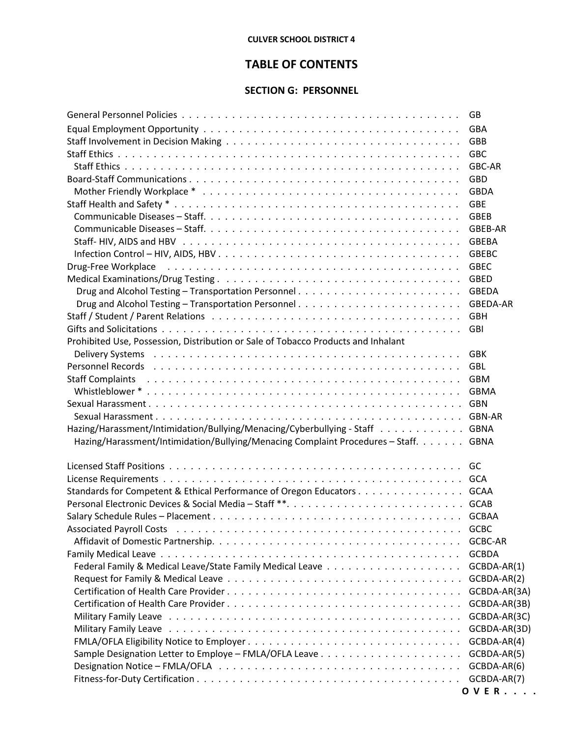**CULVER SCHOOL DISTRICT 4**

# TABLE OF CONTENTS

## SECTION G: PERSONNEL

| Title | Code |
|---|---|
| General Personnel Policies | GB |
| Equal Employment Opportunity | GBA |
| Staff Involvement in Decision Making | GBB |
| Staff Ethics | GBC |
| Staff Ethics | GBC-AR |
| Board-Staff Communications | GBD |
| Mother Friendly Workplace * | GBDA |
| Staff Health and Safety * | GBE |
| Communicable Diseases – Staff. | GBEB |
| Communicable Diseases – Staff. | GBEB-AR |
| Staff- HIV, AIDS and HBV | GBEBA |
| Infection Control – HIV, AIDS, HBV | GBEBC |
| Drug-Free Workplace | GBEC |
| Medical Examinations/Drug Testing | GBED |
| Drug and Alcohol Testing – Transportation Personnel | GBEDA |
| Drug and Alcohol Testing – Transportation Personnel | GBEDA-AR |
| Staff / Student / Parent Relations | GBH |
| Gifts and Solicitations | GBI |
| Prohibited Use, Possession, Distribution or Sale of Tobacco Products and Inhalant Delivery Systems | GBK |
| Personnel Records | GBL |
| Staff Complaints | GBM |
| Whistleblower * | GBMA |
| Sexual Harassment | GBN |
| Sexual Harassment | GBN-AR |
| Hazing/Harassment/Intimidation/Bullying/Menacing/Cyberbullying - Staff | GBNA |
| Hazing/Harassment/Intimidation/Bullying/Menacing Complaint Procedures – Staff. | GBNA |
| | |
| Licensed Staff Positions | GC |
| License Requirements | GCA |
| Standards for Competent & Ethical Performance of Oregon Educators | GCAA |
| Personal Electronic Devices & Social Media – Staff **. | GCAB |
| Salary Schedule Rules – Placement | GCBAA |
| Associated Payroll Costs | GCBC |
| Affidavit of Domestic Partnership. | GCBC-AR |
| Family Medical Leave | GCBDA |
| Federal Family & Medical Leave/State Family Medical Leave | GCBDA-AR(1) |
| Request for Family & Medical Leave | GCBDA-AR(2) |
| Certification of Health Care Provider | GCBDA-AR(3A) |
| Certification of Health Care Provider | GCBDA-AR(3B) |
| Military Family Leave | GCBDA-AR(3C) |
| Military Family Leave | GCBDA-AR(3D) |
| FMLA/OFLA Eligibility Notice to Employer | GCBDA-AR(4) |
| Sample Designation Letter to Employe – FMLA/OFLA Leave | GCBDA-AR(5) |
| Designation Notice – FMLA/OFLA | GCBDA-AR(6) |
| Fitness-for-Duty Certification | GCBDA-AR(7) |

**O V E R . . . .**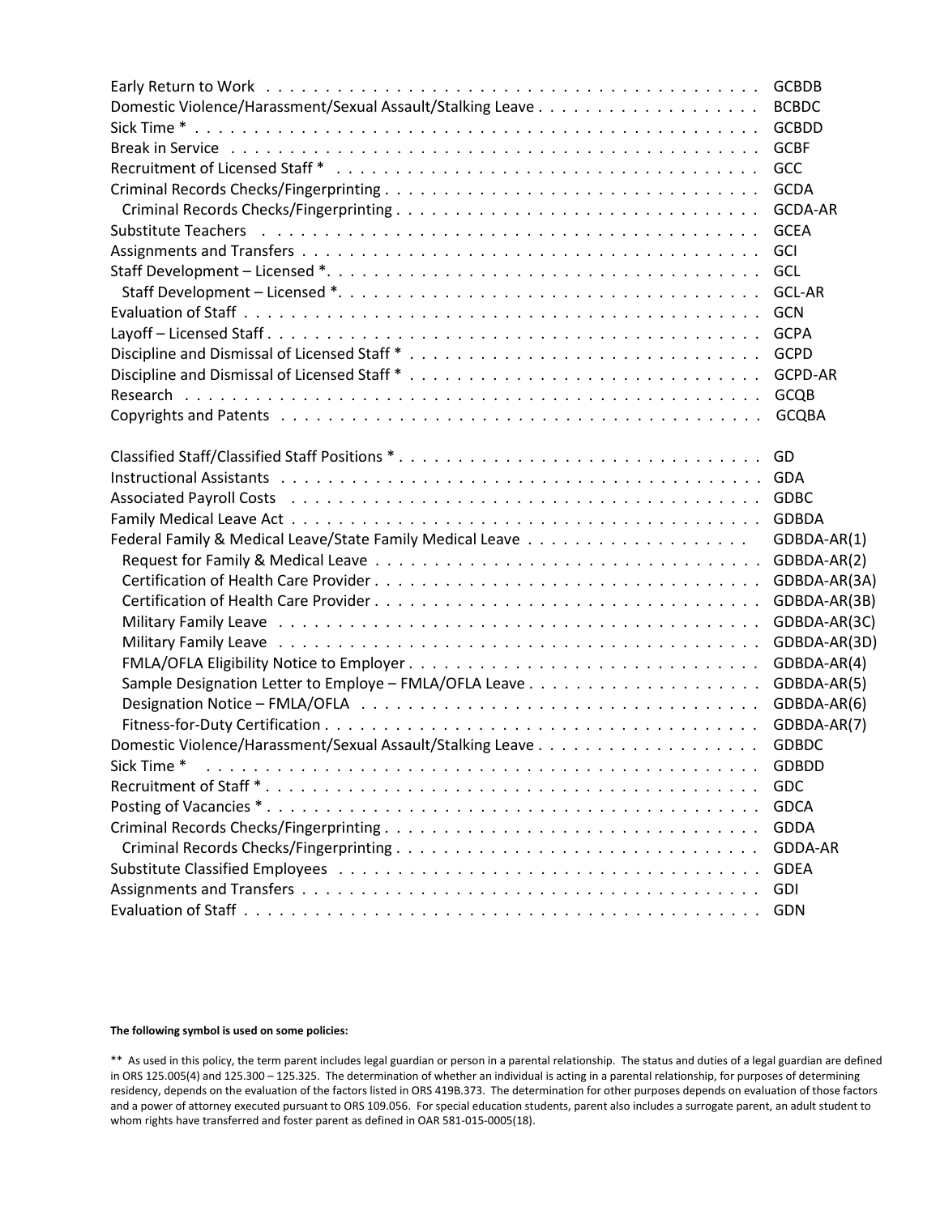| | |
|---|---|
| Early Return to Work | GCBDB |
| Domestic Violence/Harassment/Sexual Assault/Stalking Leave | BCBDC |
| Sick Time * | GCBDD |
| Break in Service | GCBF |
| Recruitment of Licensed Staff * | GCC |
| Criminal Records Checks/Fingerprinting | GCDA |
| Criminal Records Checks/Fingerprinting | GCDA-AR |
| Substitute Teachers | GCEA |
| Assignments and Transfers | GCI |
| Staff Development – Licensed * | GCL |
| Staff Development – Licensed * | GCL-AR |
| Evaluation of Staff | GCN |
| Layoff – Licensed Staff | GCPA |
| Discipline and Dismissal of Licensed Staff * | GCPD |
| Discipline and Dismissal of Licensed Staff * | GCPD-AR |
| Research | GCQB |
| Copyrights and Patents | GCQBA |

| | |
|---|---|
| Classified Staff/Classified Staff Positions * | GD |
| Instructional Assistants | GDA |
| Associated Payroll Costs | GDBC |
| Family Medical Leave Act | GDBDA |
| Federal Family & Medical Leave/State Family Medical Leave | GDBDA-AR(1) |
| Request for Family & Medical Leave | GDBDA-AR(2) |
| Certification of Health Care Provider | GDBDA-AR(3A) |
| Certification of Health Care Provider | GDBDA-AR(3B) |
| Military Family Leave | GDBDA-AR(3C) |
| Military Family Leave | GDBDA-AR(3D) |
| FMLA/OFLA Eligibility Notice to Employer | GDBDA-AR(4) |
| Sample Designation Letter to Employe – FMLA/OFLA Leave | GDBDA-AR(5) |
| Designation Notice – FMLA/OFLA | GDBDA-AR(6) |
| Fitness-for-Duty Certification | GDBDA-AR(7) |
| Domestic Violence/Harassment/Sexual Assault/Stalking Leave | GDBDC |
| Sick Time * | GDBDD |
| Recruitment of Staff * | GDC |
| Posting of Vacancies * | GDCA |
| Criminal Records Checks/Fingerprinting | GDDA |
| Criminal Records Checks/Fingerprinting | GDDA-AR |
| Substitute Classified Employees | GDEA |
| Assignments and Transfers | GDI |
| Evaluation of Staff | GDN |

**The following symbol is used on some policies:**

** As used in this policy, the term parent includes legal guardian or person in a parental relationship. The status and duties of a legal guardian are defined in ORS 125.005(4) and 125.300 – 125.325. The determination of whether an individual is acting in a parental relationship, for purposes of determining residency, depends on the evaluation of the factors listed in ORS 419B.373. The determination for other purposes depends on evaluation of those factors and a power of attorney executed pursuant to ORS 109.056. For special education students, parent also includes a surrogate parent, an adult student to whom rights have transferred and foster parent as defined in OAR 581-015-0005(18).